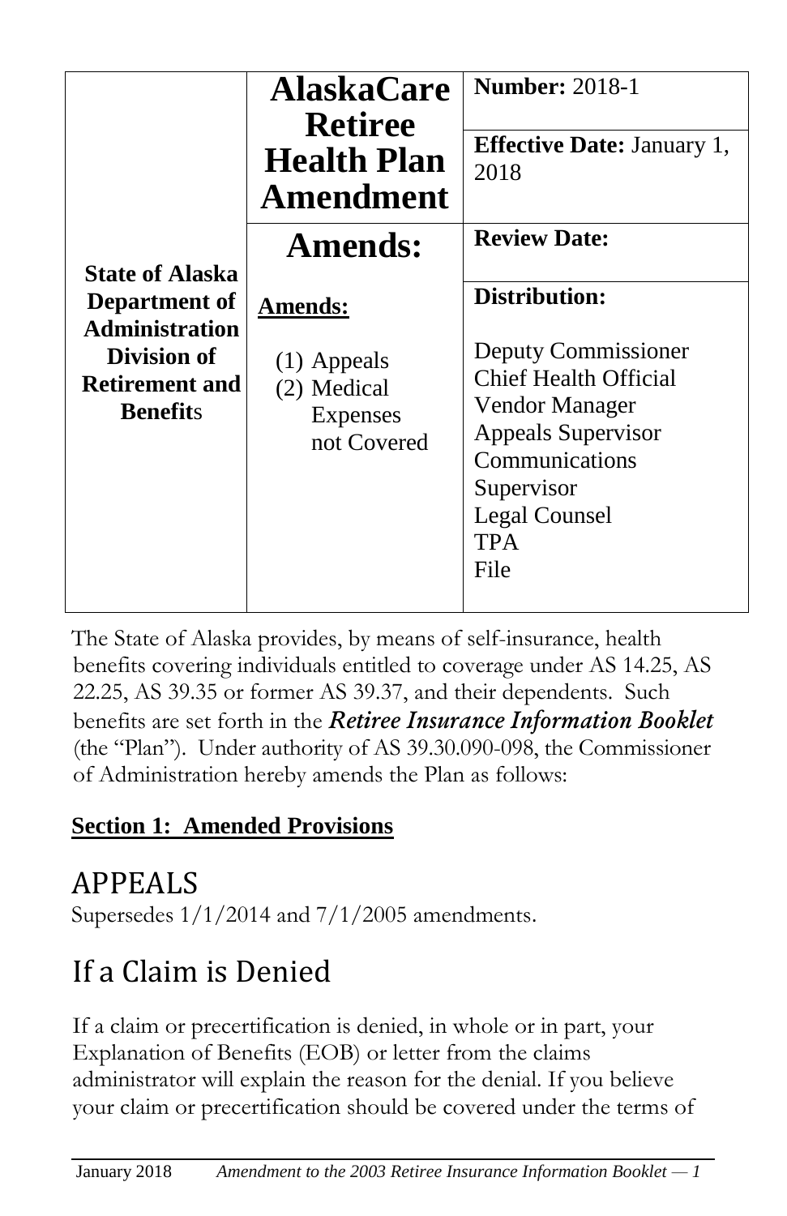| State of Alaska Department of Administration Division of Retirement and Benefits | **AlaskaCare Retiree Health Plan Amendment** | **Number:** 2018-1 |
|---|---|---|
| | | **Effective Date:** January 1, 2018 |
| | **Amends:** | **Review Date:** |
| | **Amends:** (1) Appeals (2) Medical Expenses not Covered | **Distribution:** Deputy Commissioner, Chief Health Official, Vendor Manager, Appeals Supervisor, Communications Supervisor, Legal Counsel, TPA, File |

The State of Alaska provides, by means of self-insurance, health benefits covering individuals entitled to coverage under AS 14.25, AS 22.25, AS 39.35 or former AS 39.37, and their dependents. Such benefits are set forth in the ***Retiree Insurance Information Booklet*** (the "Plan"). Under authority of AS 39.30.090-098, the Commissioner of Administration hereby amends the Plan as follows:

**Section 1: Amended Provisions**

# APPEALS

Supersedes 1/1/2014 and 7/1/2005 amendments.

## If a Claim is Denied

If a claim or precertification is denied, in whole or in part, your Explanation of Benefits (EOB) or letter from the claims administrator will explain the reason for the denial. If you believe your claim or precertification should be covered under the terms of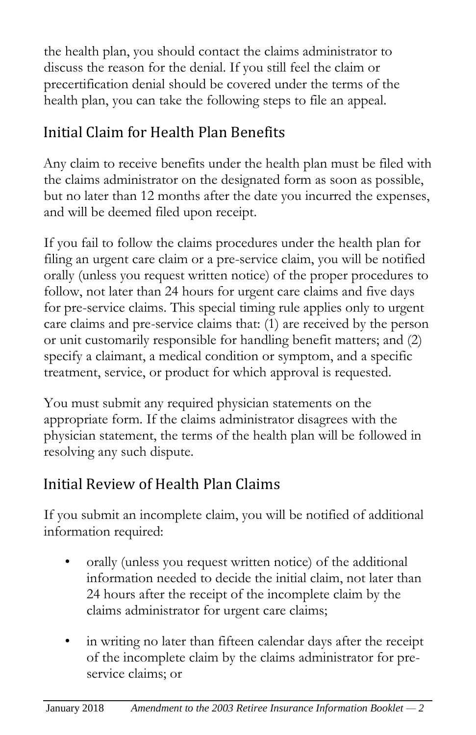the health plan, you should contact the claims administrator to discuss the reason for the denial. If you still feel the claim or precertification denial should be covered under the terms of the health plan, you can take the following steps to file an appeal.

## Initial Claim for Health Plan Benefits

Any claim to receive benefits under the health plan must be filed with the claims administrator on the designated form as soon as possible, but no later than 12 months after the date you incurred the expenses, and will be deemed filed upon receipt.

If you fail to follow the claims procedures under the health plan for filing an urgent care claim or a pre-service claim, you will be notified orally (unless you request written notice) of the proper procedures to follow, not later than 24 hours for urgent care claims and five days for pre-service claims. This special timing rule applies only to urgent care claims and pre-service claims that: (1) are received by the person or unit customarily responsible for handling benefit matters; and (2) specify a claimant, a medical condition or symptom, and a specific treatment, service, or product for which approval is requested.

You must submit any required physician statements on the appropriate form. If the claims administrator disagrees with the physician statement, the terms of the health plan will be followed in resolving any such dispute.

## Initial Review of Health Plan Claims

If you submit an incomplete claim, you will be notified of additional information required:

- orally (unless you request written notice) of the additional information needed to decide the initial claim, not later than 24 hours after the receipt of the incomplete claim by the claims administrator for urgent care claims;
- in writing no later than fifteen calendar days after the receipt of the incomplete claim by the claims administrator for pre-service claims; or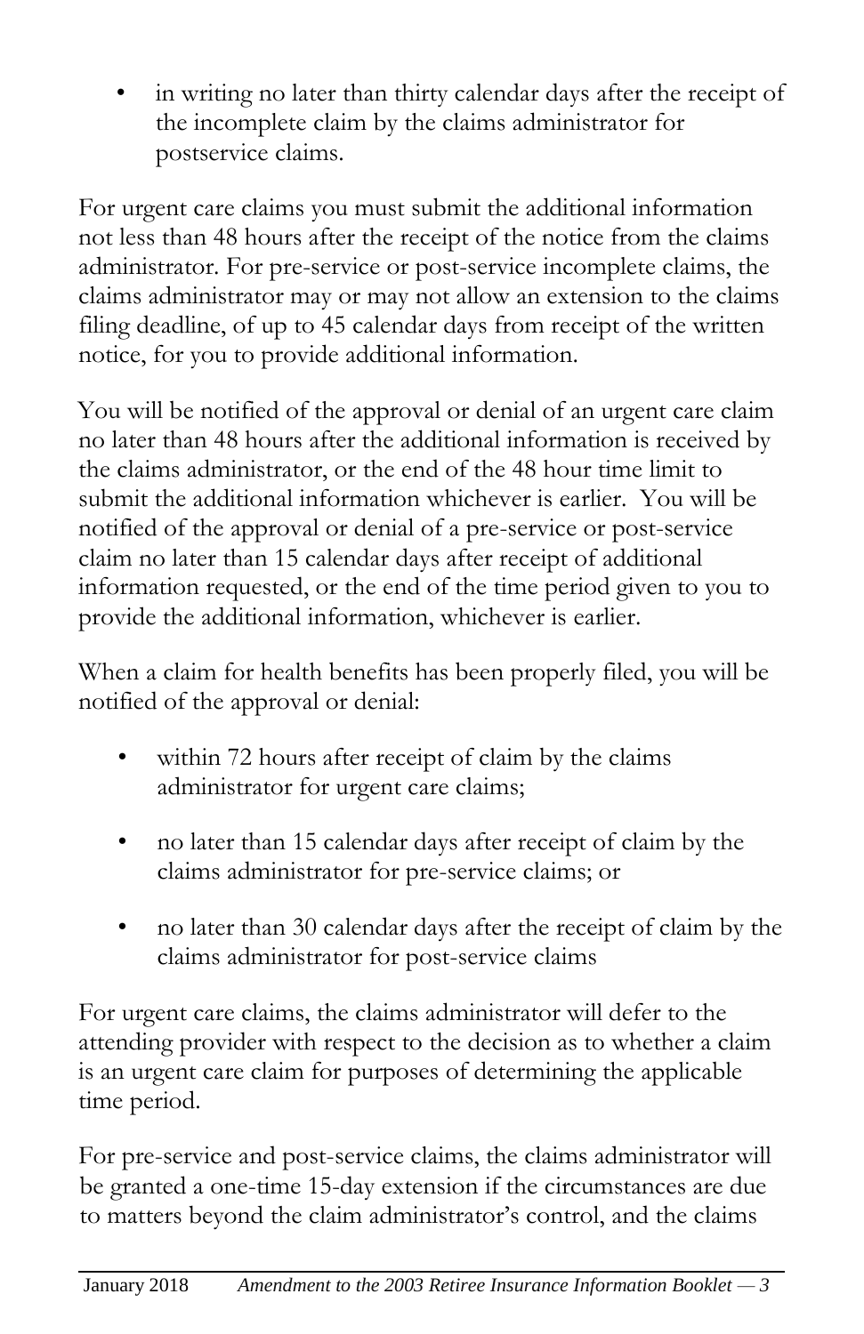- in writing no later than thirty calendar days after the receipt of the incomplete claim by the claims administrator for postservice claims.

For urgent care claims you must submit the additional information not less than 48 hours after the receipt of the notice from the claims administrator. For pre-service or post-service incomplete claims, the claims administrator may or may not allow an extension to the claims filing deadline, of up to 45 calendar days from receipt of the written notice, for you to provide additional information.

You will be notified of the approval or denial of an urgent care claim no later than 48 hours after the additional information is received by the claims administrator, or the end of the 48 hour time limit to submit the additional information whichever is earlier. You will be notified of the approval or denial of a pre-service or post-service claim no later than 15 calendar days after receipt of additional information requested, or the end of the time period given to you to provide the additional information, whichever is earlier.

When a claim for health benefits has been properly filed, you will be notified of the approval or denial:

- within 72 hours after receipt of claim by the claims administrator for urgent care claims;
- no later than 15 calendar days after receipt of claim by the claims administrator for pre-service claims; or
- no later than 30 calendar days after the receipt of claim by the claims administrator for post-service claims

For urgent care claims, the claims administrator will defer to the attending provider with respect to the decision as to whether a claim is an urgent care claim for purposes of determining the applicable time period.

For pre-service and post-service claims, the claims administrator will be granted a one-time 15-day extension if the circumstances are due to matters beyond the claim administrator's control, and the claims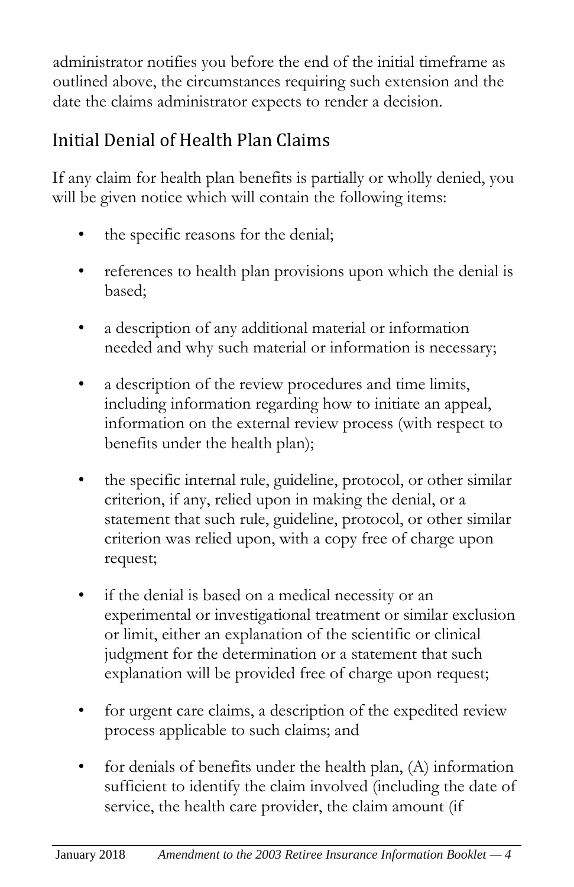administrator notifies you before the end of the initial timeframe as outlined above, the circumstances requiring such extension and the date the claims administrator expects to render a decision.

## Initial Denial of Health Plan Claims

If any claim for health plan benefits is partially or wholly denied, you will be given notice which will contain the following items:

- the specific reasons for the denial;
- references to health plan provisions upon which the denial is based;
- a description of any additional material or information needed and why such material or information is necessary;
- a description of the review procedures and time limits, including information regarding how to initiate an appeal, information on the external review process (with respect to benefits under the health plan);
- the specific internal rule, guideline, protocol, or other similar criterion, if any, relied upon in making the denial, or a statement that such rule, guideline, protocol, or other similar criterion was relied upon, with a copy free of charge upon request;
- if the denial is based on a medical necessity or an experimental or investigational treatment or similar exclusion or limit, either an explanation of the scientific or clinical judgment for the determination or a statement that such explanation will be provided free of charge upon request;
- for urgent care claims, a description of the expedited review process applicable to such claims; and
- for denials of benefits under the health plan, (A) information sufficient to identify the claim involved (including the date of service, the health care provider, the claim amount (if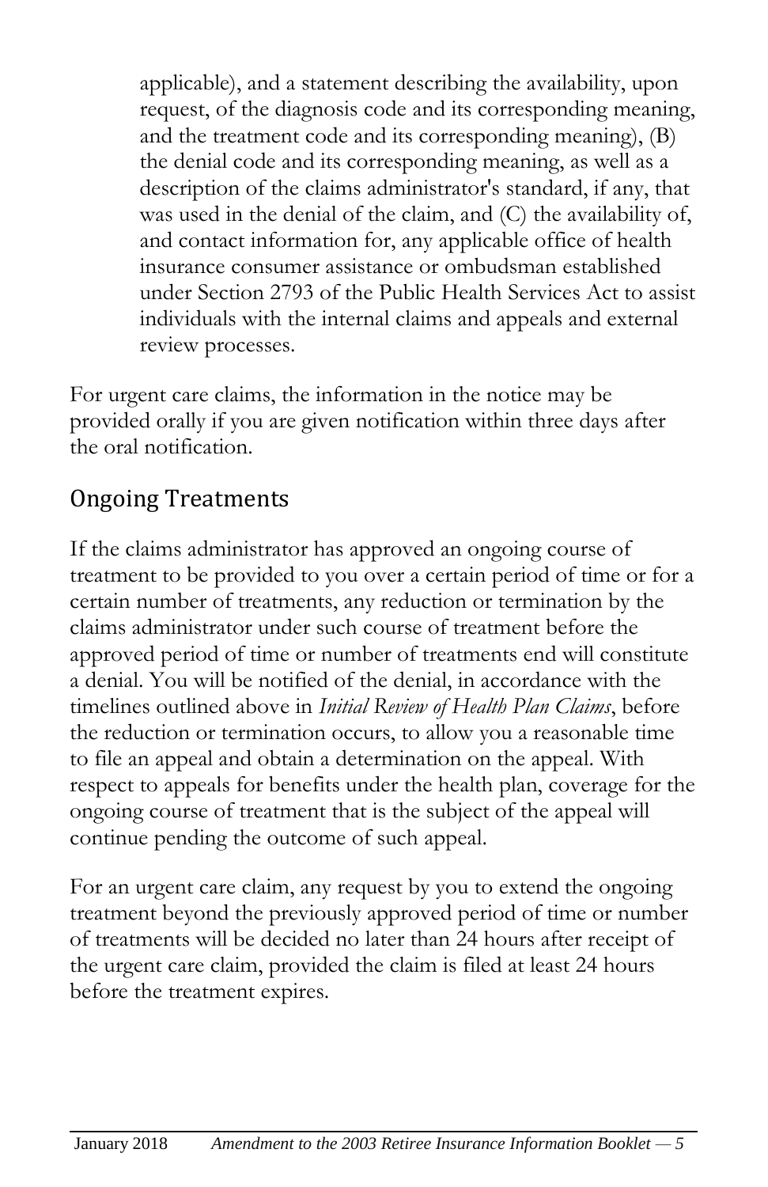applicable), and a statement describing the availability, upon request, of the diagnosis code and its corresponding meaning, and the treatment code and its corresponding meaning), (B) the denial code and its corresponding meaning, as well as a description of the claims administrator's standard, if any, that was used in the denial of the claim, and (C) the availability of, and contact information for, any applicable office of health insurance consumer assistance or ombudsman established under Section 2793 of the Public Health Services Act to assist individuals with the internal claims and appeals and external review processes.

For urgent care claims, the information in the notice may be provided orally if you are given notification within three days after the oral notification.

## Ongoing Treatments

If the claims administrator has approved an ongoing course of treatment to be provided to you over a certain period of time or for a certain number of treatments, any reduction or termination by the claims administrator under such course of treatment before the approved period of time or number of treatments end will constitute a denial. You will be notified of the denial, in accordance with the timelines outlined above in *Initial Review of Health Plan Claims*, before the reduction or termination occurs, to allow you a reasonable time to file an appeal and obtain a determination on the appeal. With respect to appeals for benefits under the health plan, coverage for the ongoing course of treatment that is the subject of the appeal will continue pending the outcome of such appeal.

For an urgent care claim, any request by you to extend the ongoing treatment beyond the previously approved period of time or number of treatments will be decided no later than 24 hours after receipt of the urgent care claim, provided the claim is filed at least 24 hours before the treatment expires.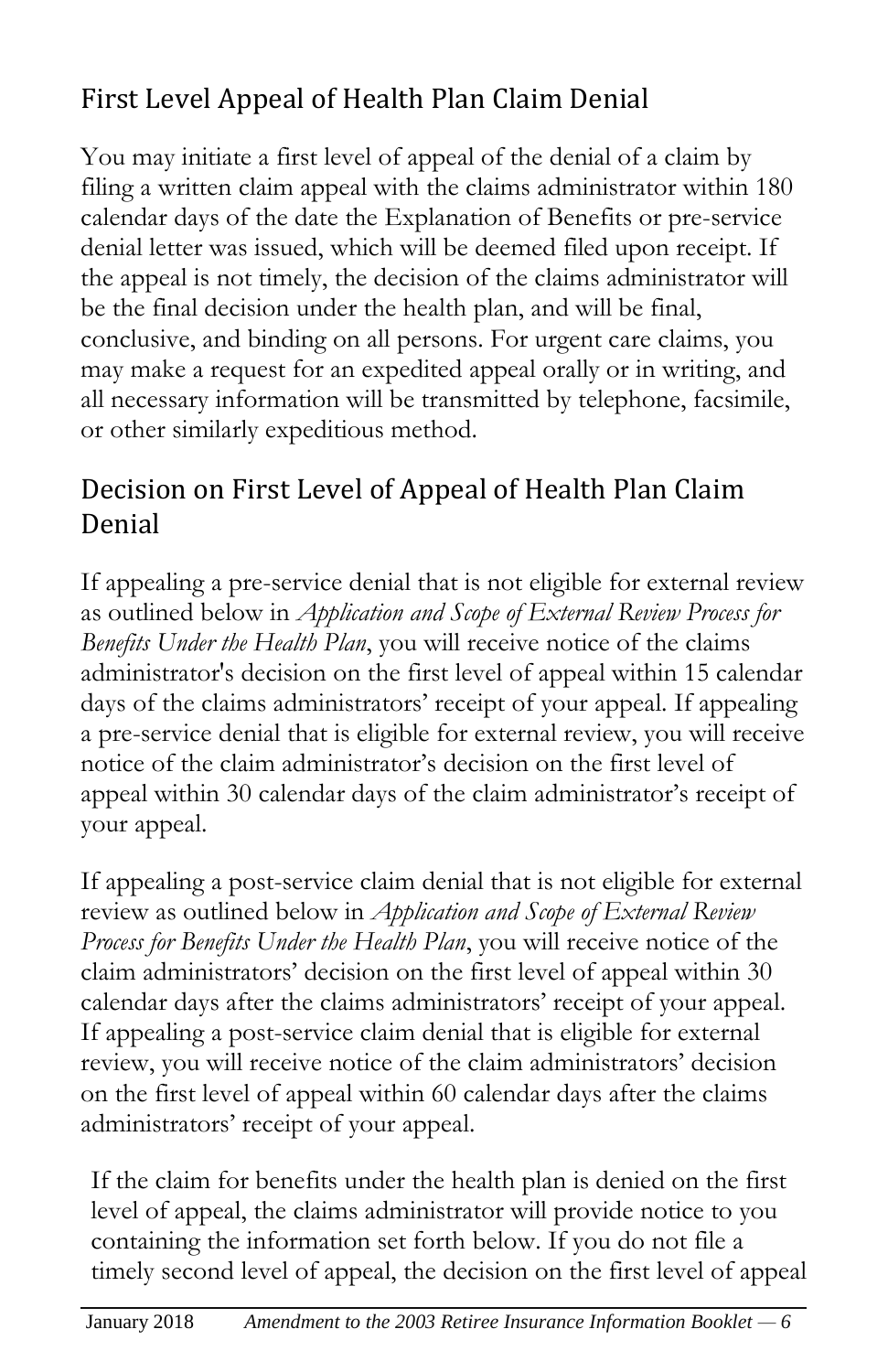## First Level Appeal of Health Plan Claim Denial

You may initiate a first level of appeal of the denial of a claim by filing a written claim appeal with the claims administrator within 180 calendar days of the date the Explanation of Benefits or pre-service denial letter was issued, which will be deemed filed upon receipt. If the appeal is not timely, the decision of the claims administrator will be the final decision under the health plan, and will be final, conclusive, and binding on all persons. For urgent care claims, you may make a request for an expedited appeal orally or in writing, and all necessary information will be transmitted by telephone, facsimile, or other similarly expeditious method.

## Decision on First Level of Appeal of Health Plan Claim Denial

If appealing a pre-service denial that is not eligible for external review as outlined below in *Application and Scope of External Review Process for Benefits Under the Health Plan*, you will receive notice of the claims administrator's decision on the first level of appeal within 15 calendar days of the claims administrators' receipt of your appeal. If appealing a pre-service denial that is eligible for external review, you will receive notice of the claim administrator's decision on the first level of appeal within 30 calendar days of the claim administrator's receipt of your appeal.

If appealing a post-service claim denial that is not eligible for external review as outlined below in *Application and Scope of External Review Process for Benefits Under the Health Plan*, you will receive notice of the claim administrators' decision on the first level of appeal within 30 calendar days after the claims administrators' receipt of your appeal. If appealing a post-service claim denial that is eligible for external review, you will receive notice of the claim administrators' decision on the first level of appeal within 60 calendar days after the claims administrators' receipt of your appeal.

If the claim for benefits under the health plan is denied on the first level of appeal, the claims administrator will provide notice to you containing the information set forth below. If you do not file a timely second level of appeal, the decision on the first level of appeal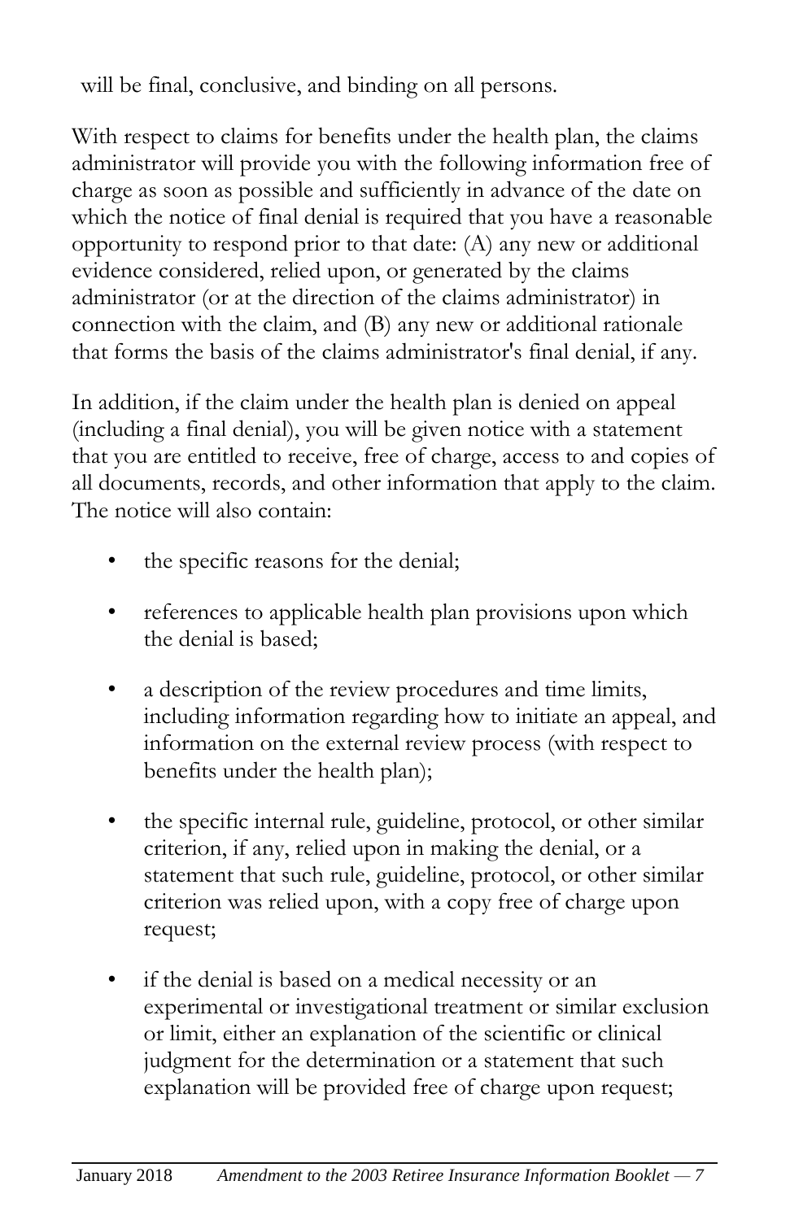will be final, conclusive, and binding on all persons.

With respect to claims for benefits under the health plan, the claims administrator will provide you with the following information free of charge as soon as possible and sufficiently in advance of the date on which the notice of final denial is required that you have a reasonable opportunity to respond prior to that date: (A) any new or additional evidence considered, relied upon, or generated by the claims administrator (or at the direction of the claims administrator) in connection with the claim, and (B) any new or additional rationale that forms the basis of the claims administrator's final denial, if any.

In addition, if the claim under the health plan is denied on appeal (including a final denial), you will be given notice with a statement that you are entitled to receive, free of charge, access to and copies of all documents, records, and other information that apply to the claim. The notice will also contain:

- the specific reasons for the denial;
- references to applicable health plan provisions upon which the denial is based;
- a description of the review procedures and time limits, including information regarding how to initiate an appeal, and information on the external review process (with respect to benefits under the health plan);
- the specific internal rule, guideline, protocol, or other similar criterion, if any, relied upon in making the denial, or a statement that such rule, guideline, protocol, or other similar criterion was relied upon, with a copy free of charge upon request;
- if the denial is based on a medical necessity or an experimental or investigational treatment or similar exclusion or limit, either an explanation of the scientific or clinical judgment for the determination or a statement that such explanation will be provided free of charge upon request;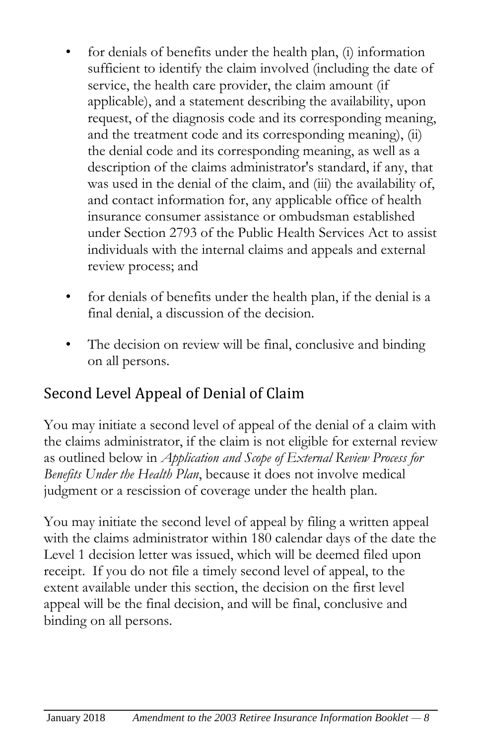- for denials of benefits under the health plan, (i) information sufficient to identify the claim involved (including the date of service, the health care provider, the claim amount (if applicable), and a statement describing the availability, upon request, of the diagnosis code and its corresponding meaning, and the treatment code and its corresponding meaning), (ii) the denial code and its corresponding meaning, as well as a description of the claims administrator's standard, if any, that was used in the denial of the claim, and (iii) the availability of, and contact information for, any applicable office of health insurance consumer assistance or ombudsman established under Section 2793 of the Public Health Services Act to assist individuals with the internal claims and appeals and external review process; and

- for denials of benefits under the health plan, if the denial is a final denial, a discussion of the decision.

- The decision on review will be final, conclusive and binding on all persons.

## Second Level Appeal of Denial of Claim

You may initiate a second level of appeal of the denial of a claim with the claims administrator, if the claim is not eligible for external review as outlined below in *Application and Scope of External Review Process for Benefits Under the Health Plan*, because it does not involve medical judgment or a rescission of coverage under the health plan.

You may initiate the second level of appeal by filing a written appeal with the claims administrator within 180 calendar days of the date the Level 1 decision letter was issued, which will be deemed filed upon receipt. If you do not file a timely second level of appeal, to the extent available under this section, the decision on the first level appeal will be the final decision, and will be final, conclusive and binding on all persons.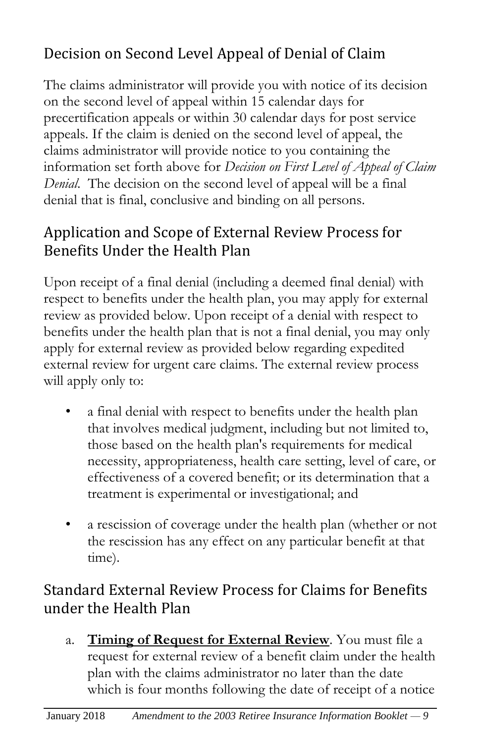## Decision on Second Level Appeal of Denial of Claim

The claims administrator will provide you with notice of its decision on the second level of appeal within 15 calendar days for precertification appeals or within 30 calendar days for post service appeals. If the claim is denied on the second level of appeal, the claims administrator will provide notice to you containing the information set forth above for *Decision on First Level of Appeal of Claim Denial*. The decision on the second level of appeal will be a final denial that is final, conclusive and binding on all persons.

## Application and Scope of External Review Process for Benefits Under the Health Plan

Upon receipt of a final denial (including a deemed final denial) with respect to benefits under the health plan, you may apply for external review as provided below. Upon receipt of a denial with respect to benefits under the health plan that is not a final denial, you may only apply for external review as provided below regarding expedited external review for urgent care claims. The external review process will apply only to:

- a final denial with respect to benefits under the health plan that involves medical judgment, including but not limited to, those based on the health plan's requirements for medical necessity, appropriateness, health care setting, level of care, or effectiveness of a covered benefit; or its determination that a treatment is experimental or investigational; and
- a rescission of coverage under the health plan (whether or not the rescission has any effect on any particular benefit at that time).

## Standard External Review Process for Claims for Benefits under the Health Plan

a. **Timing of Request for External Review**. You must file a request for external review of a benefit claim under the health plan with the claims administrator no later than the date which is four months following the date of receipt of a notice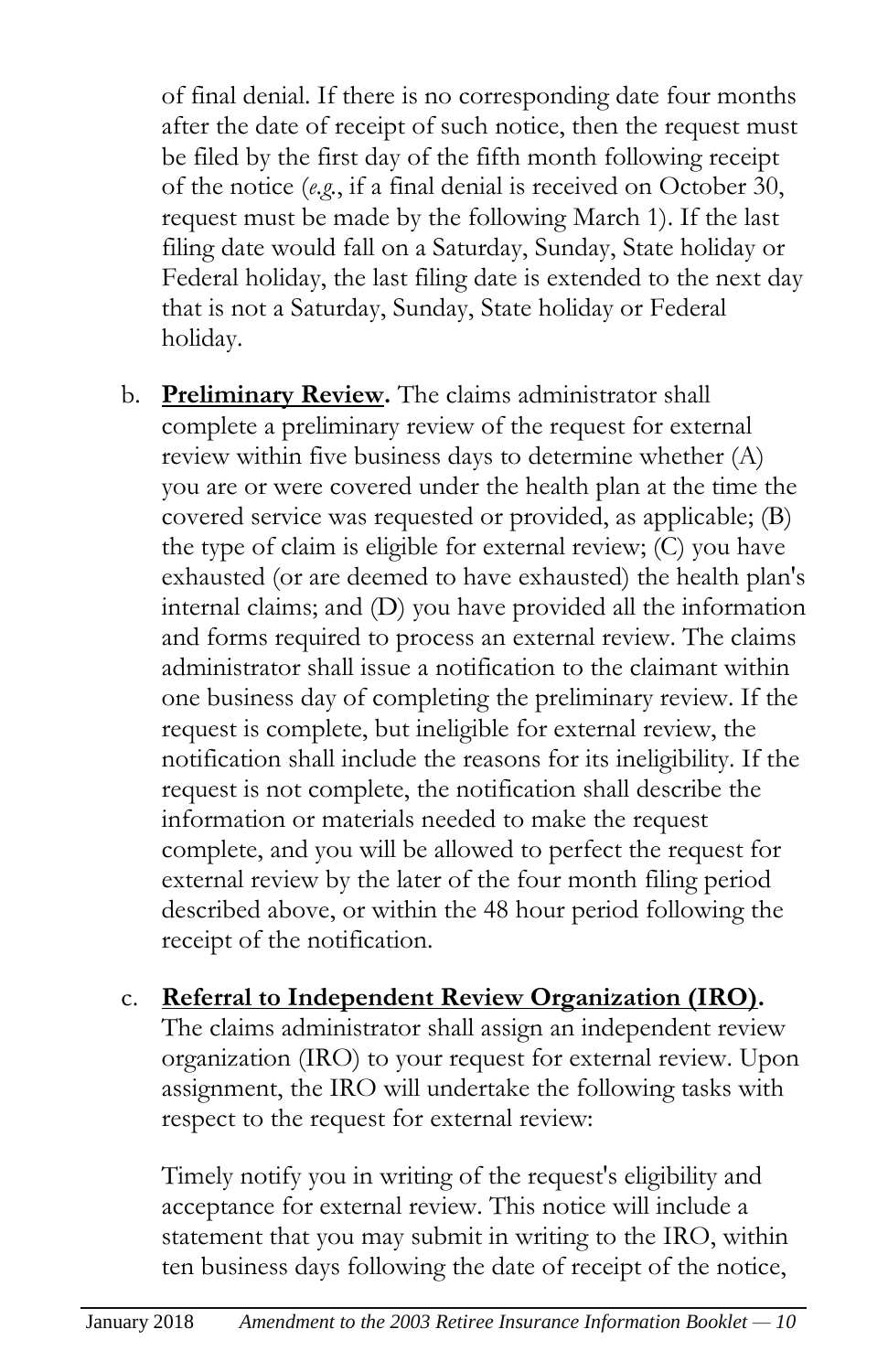of final denial. If there is no corresponding date four months after the date of receipt of such notice, then the request must be filed by the first day of the fifth month following receipt of the notice (*e.g.*, if a final denial is received on October 30, request must be made by the following March 1). If the last filing date would fall on a Saturday, Sunday, State holiday or Federal holiday, the last filing date is extended to the next day that is not a Saturday, Sunday, State holiday or Federal holiday.

b. **Preliminary Review.** The claims administrator shall complete a preliminary review of the request for external review within five business days to determine whether (A) you are or were covered under the health plan at the time the covered service was requested or provided, as applicable; (B) the type of claim is eligible for external review; (C) you have exhausted (or are deemed to have exhausted) the health plan's internal claims; and (D) you have provided all the information and forms required to process an external review. The claims administrator shall issue a notification to the claimant within one business day of completing the preliminary review. If the request is complete, but ineligible for external review, the notification shall include the reasons for its ineligibility. If the request is not complete, the notification shall describe the information or materials needed to make the request complete, and you will be allowed to perfect the request for external review by the later of the four month filing period described above, or within the 48 hour period following the receipt of the notification.

c. **Referral to Independent Review Organization (IRO).** The claims administrator shall assign an independent review organization (IRO) to your request for external review. Upon assignment, the IRO will undertake the following tasks with respect to the request for external review:

   Timely notify you in writing of the request's eligibility and acceptance for external review. This notice will include a statement that you may submit in writing to the IRO, within ten business days following the date of receipt of the notice,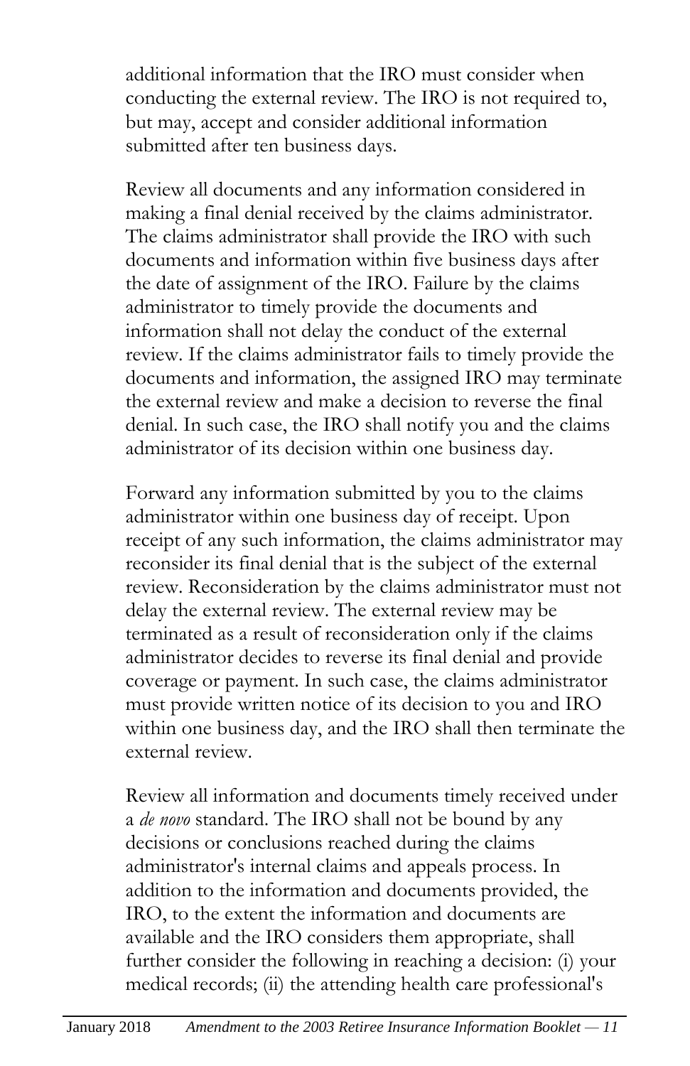additional information that the IRO must consider when conducting the external review. The IRO is not required to, but may, accept and consider additional information submitted after ten business days.

Review all documents and any information considered in making a final denial received by the claims administrator. The claims administrator shall provide the IRO with such documents and information within five business days after the date of assignment of the IRO. Failure by the claims administrator to timely provide the documents and information shall not delay the conduct of the external review. If the claims administrator fails to timely provide the documents and information, the assigned IRO may terminate the external review and make a decision to reverse the final denial. In such case, the IRO shall notify you and the claims administrator of its decision within one business day.

Forward any information submitted by you to the claims administrator within one business day of receipt. Upon receipt of any such information, the claims administrator may reconsider its final denial that is the subject of the external review. Reconsideration by the claims administrator must not delay the external review. The external review may be terminated as a result of reconsideration only if the claims administrator decides to reverse its final denial and provide coverage or payment. In such case, the claims administrator must provide written notice of its decision to you and IRO within one business day, and the IRO shall then terminate the external review.

Review all information and documents timely received under a *de novo* standard. The IRO shall not be bound by any decisions or conclusions reached during the claims administrator's internal claims and appeals process. In addition to the information and documents provided, the IRO, to the extent the information and documents are available and the IRO considers them appropriate, shall further consider the following in reaching a decision: (i) your medical records; (ii) the attending health care professional's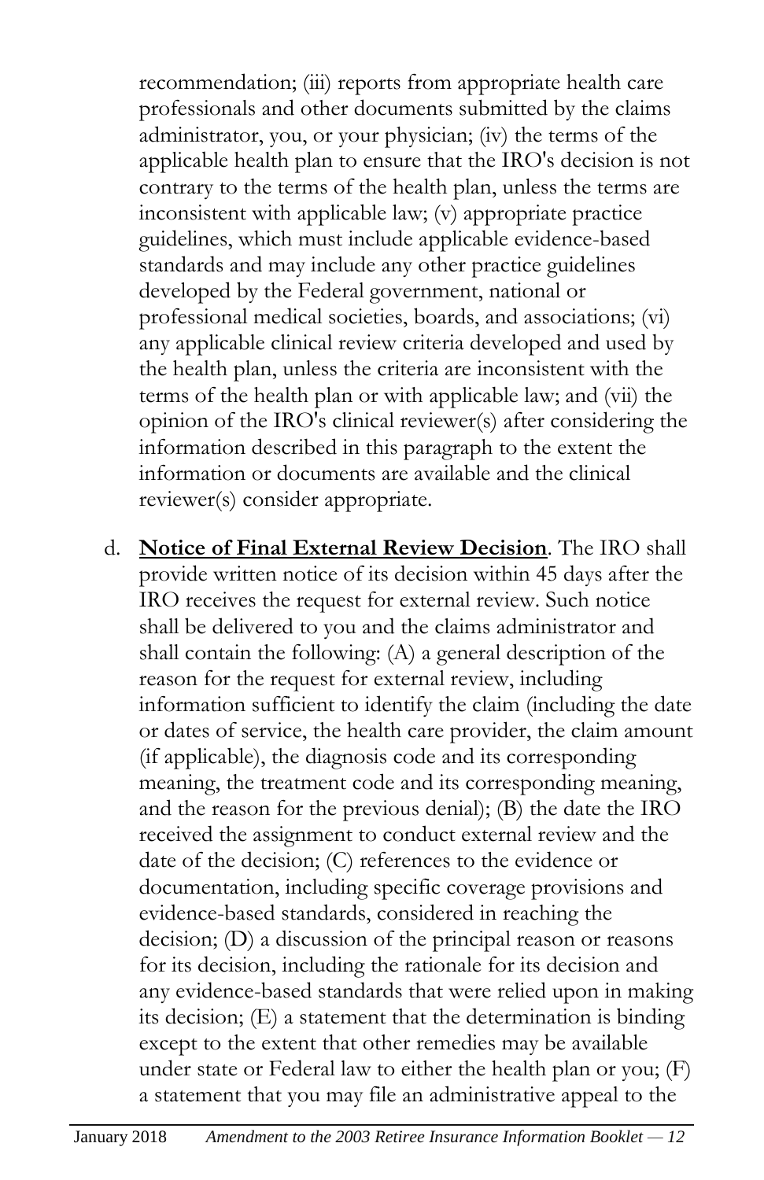recommendation; (iii) reports from appropriate health care professionals and other documents submitted by the claims administrator, you, or your physician; (iv) the terms of the applicable health plan to ensure that the IRO's decision is not contrary to the terms of the health plan, unless the terms are inconsistent with applicable law; (v) appropriate practice guidelines, which must include applicable evidence-based standards and may include any other practice guidelines developed by the Federal government, national or professional medical societies, boards, and associations; (vi) any applicable clinical review criteria developed and used by the health plan, unless the criteria are inconsistent with the terms of the health plan or with applicable law; and (vii) the opinion of the IRO's clinical reviewer(s) after considering the information described in this paragraph to the extent the information or documents are available and the clinical reviewer(s) consider appropriate.

d. **<u>Notice of Final External Review Decision</u>**. The IRO shall provide written notice of its decision within 45 days after the IRO receives the request for external review. Such notice shall be delivered to you and the claims administrator and shall contain the following: (A) a general description of the reason for the request for external review, including information sufficient to identify the claim (including the date or dates of service, the health care provider, the claim amount (if applicable), the diagnosis code and its corresponding meaning, the treatment code and its corresponding meaning, and the reason for the previous denial); (B) the date the IRO received the assignment to conduct external review and the date of the decision; (C) references to the evidence or documentation, including specific coverage provisions and evidence-based standards, considered in reaching the decision; (D) a discussion of the principal reason or reasons for its decision, including the rationale for its decision and any evidence-based standards that were relied upon in making its decision; (E) a statement that the determination is binding except to the extent that other remedies may be available under state or Federal law to either the health plan or you; (F) a statement that you may file an administrative appeal to the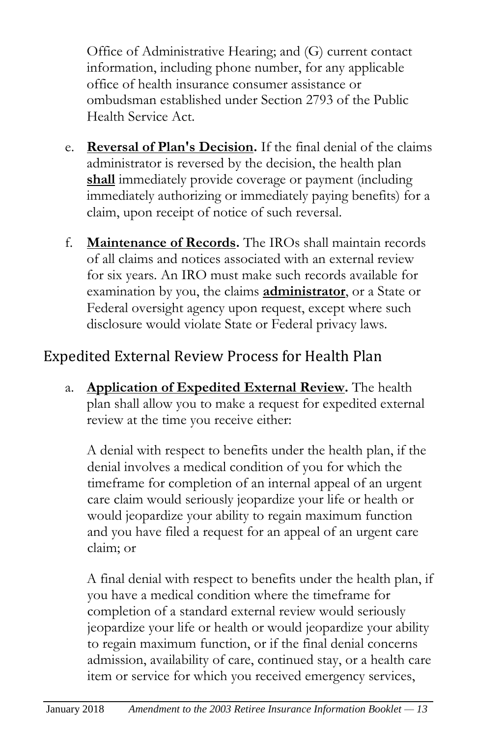Office of Administrative Hearing; and (G) current contact information, including phone number, for any applicable office of health insurance consumer assistance or ombudsman established under Section 2793 of the Public Health Service Act.

e. **Reversal of Plan's Decision.** If the final denial of the claims administrator is reversed by the decision, the health plan **shall** immediately provide coverage or payment (including immediately authorizing or immediately paying benefits) for a claim, upon receipt of notice of such reversal.

f. **Maintenance of Records.** The IROs shall maintain records of all claims and notices associated with an external review for six years. An IRO must make such records available for examination by you, the claims **administrator**, or a State or Federal oversight agency upon request, except where such disclosure would violate State or Federal privacy laws.

## Expedited External Review Process for Health Plan

a. **Application of Expedited External Review.** The health plan shall allow you to make a request for expedited external review at the time you receive either:

   A denial with respect to benefits under the health plan, if the denial involves a medical condition of you for which the timeframe for completion of an internal appeal of an urgent care claim would seriously jeopardize your life or health or would jeopardize your ability to regain maximum function and you have filed a request for an appeal of an urgent care claim; or

   A final denial with respect to benefits under the health plan, if you have a medical condition where the timeframe for completion of a standard external review would seriously jeopardize your life or health or would jeopardize your ability to regain maximum function, or if the final denial concerns admission, availability of care, continued stay, or a health care item or service for which you received emergency services,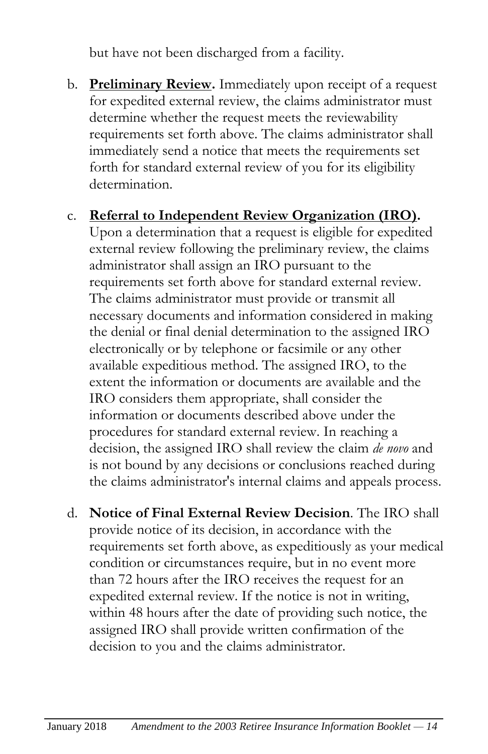but have not been discharged from a facility.

b. **Preliminary Review.** Immediately upon receipt of a request for expedited external review, the claims administrator must determine whether the request meets the reviewability requirements set forth above. The claims administrator shall immediately send a notice that meets the requirements set forth for standard external review of you for its eligibility determination.

c. **Referral to Independent Review Organization (IRO).** Upon a determination that a request is eligible for expedited external review following the preliminary review, the claims administrator shall assign an IRO pursuant to the requirements set forth above for standard external review. The claims administrator must provide or transmit all necessary documents and information considered in making the denial or final denial determination to the assigned IRO electronically or by telephone or facsimile or any other available expeditious method. The assigned IRO, to the extent the information or documents are available and the IRO considers them appropriate, shall consider the information or documents described above under the procedures for standard external review. In reaching a decision, the assigned IRO shall review the claim *de novo* and is not bound by any decisions or conclusions reached during the claims administrator's internal claims and appeals process.

d. **Notice of Final External Review Decision**. The IRO shall provide notice of its decision, in accordance with the requirements set forth above, as expeditiously as your medical condition or circumstances require, but in no event more than 72 hours after the IRO receives the request for an expedited external review. If the notice is not in writing, within 48 hours after the date of providing such notice, the assigned IRO shall provide written confirmation of the decision to you and the claims administrator.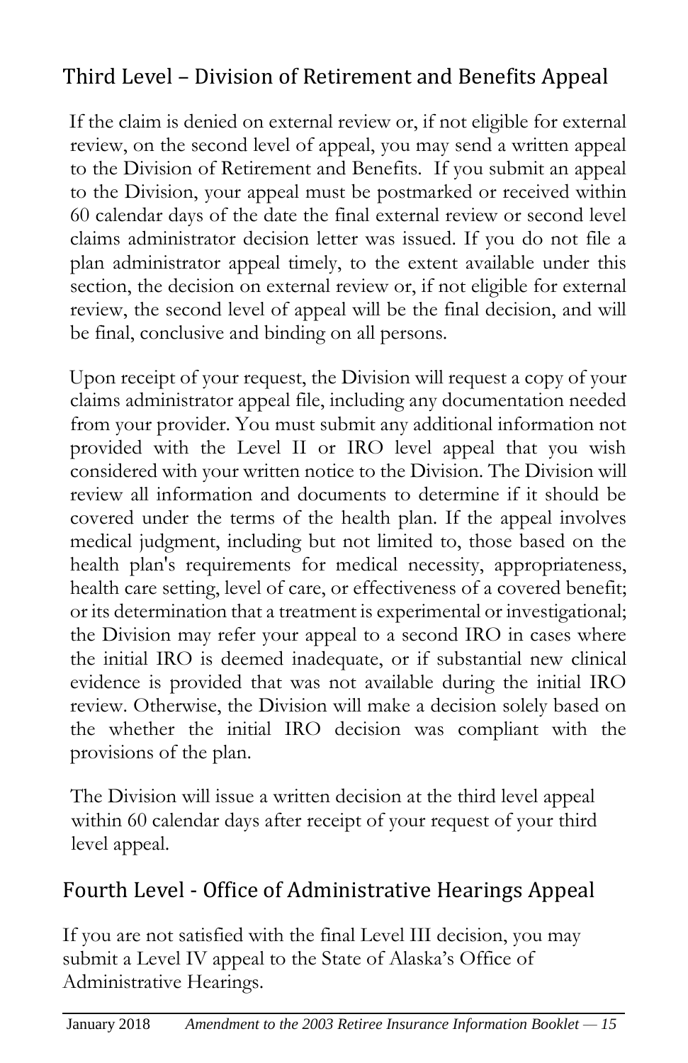## Third Level – Division of Retirement and Benefits Appeal

If the claim is denied on external review or, if not eligible for external review, on the second level of appeal, you may send a written appeal to the Division of Retirement and Benefits. If you submit an appeal to the Division, your appeal must be postmarked or received within 60 calendar days of the date the final external review or second level claims administrator decision letter was issued. If you do not file a plan administrator appeal timely, to the extent available under this section, the decision on external review or, if not eligible for external review, the second level of appeal will be the final decision, and will be final, conclusive and binding on all persons.

Upon receipt of your request, the Division will request a copy of your claims administrator appeal file, including any documentation needed from your provider. You must submit any additional information not provided with the Level II or IRO level appeal that you wish considered with your written notice to the Division. The Division will review all information and documents to determine if it should be covered under the terms of the health plan. If the appeal involves medical judgment, including but not limited to, those based on the health plan's requirements for medical necessity, appropriateness, health care setting, level of care, or effectiveness of a covered benefit; or its determination that a treatment is experimental or investigational; the Division may refer your appeal to a second IRO in cases where the initial IRO is deemed inadequate, or if substantial new clinical evidence is provided that was not available during the initial IRO review. Otherwise, the Division will make a decision solely based on the whether the initial IRO decision was compliant with the provisions of the plan.

The Division will issue a written decision at the third level appeal within 60 calendar days after receipt of your request of your third level appeal.

## Fourth Level - Office of Administrative Hearings Appeal

If you are not satisfied with the final Level III decision, you may submit a Level IV appeal to the State of Alaska's Office of Administrative Hearings.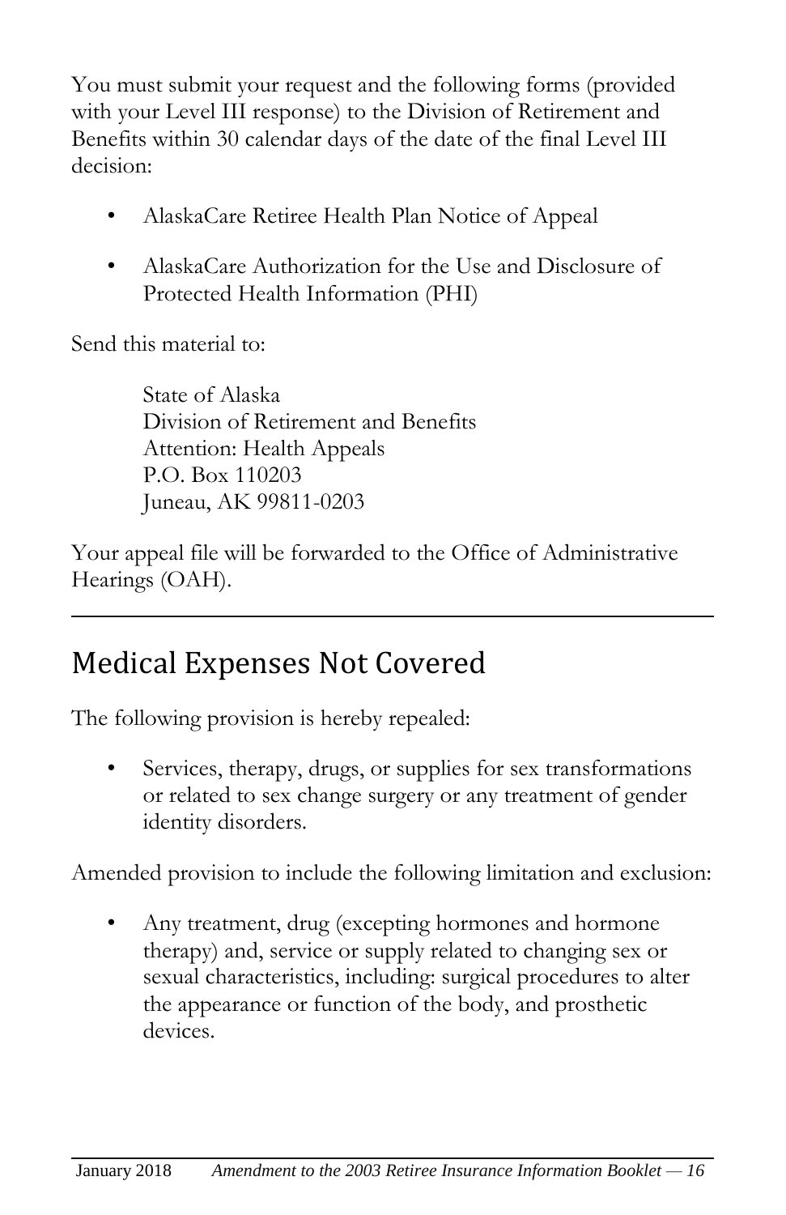You must submit your request and the following forms (provided with your Level III response) to the Division of Retirement and Benefits within 30 calendar days of the date of the final Level III decision:

- AlaskaCare Retiree Health Plan Notice of Appeal
- AlaskaCare Authorization for the Use and Disclosure of Protected Health Information (PHI)

Send this material to:

State of Alaska
Division of Retirement and Benefits
Attention: Health Appeals
P.O. Box 110203
Juneau, AK 99811-0203

Your appeal file will be forwarded to the Office of Administrative Hearings (OAH).

---

## Medical Expenses Not Covered

The following provision is hereby repealed:

- Services, therapy, drugs, or supplies for sex transformations or related to sex change surgery or any treatment of gender identity disorders.

Amended provision to include the following limitation and exclusion:

- Any treatment, drug (excepting hormones and hormone therapy) and, service or supply related to changing sex or sexual characteristics, including: surgical procedures to alter the appearance or function of the body, and prosthetic devices.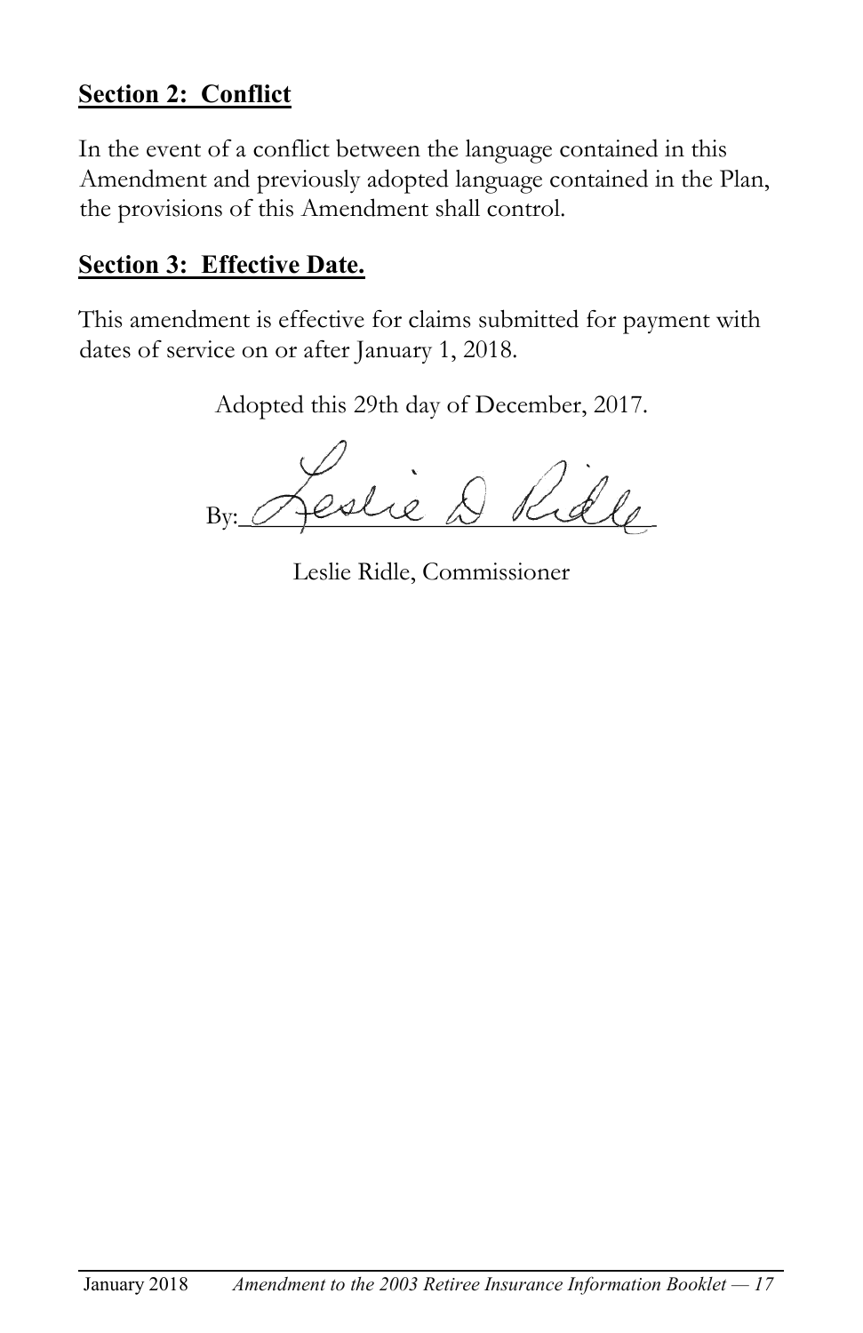## **Section 2: Conflict**

In the event of a conflict between the language contained in this Amendment and previously adopted language contained in the Plan, the provisions of this Amendment shall control.

## **Section 3: Effective Date.**

This amendment is effective for claims submitted for payment with dates of service on or after January 1, 2018.

Adopted this 29th day of December, 2017.

By: Leslie D Ridle

Leslie Ridle, Commissioner